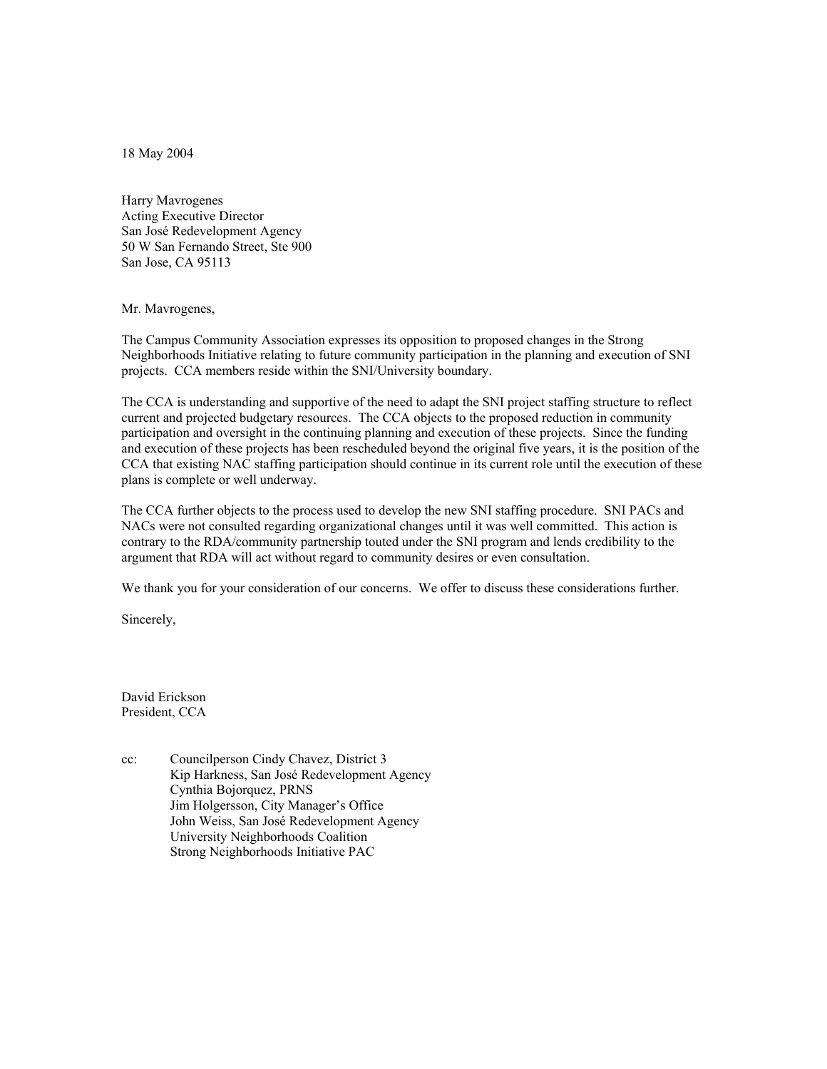18 May 2004

Harry Mavrogenes
Acting Executive Director
San José Redevelopment Agency
50 W San Fernando Street, Ste 900
San Jose, CA 95113

Mr. Mavrogenes,

The Campus Community Association expresses its opposition to proposed changes in the Strong Neighborhoods Initiative relating to future community participation in the planning and execution of SNI projects. CCA members reside within the SNI/University boundary.

The CCA is understanding and supportive of the need to adapt the SNI project staffing structure to reflect current and projected budgetary resources. The CCA objects to the proposed reduction in community participation and oversight in the continuing planning and execution of these projects. Since the funding and execution of these projects has been rescheduled beyond the original five years, it is the position of the CCA that existing NAC staffing participation should continue in its current role until the execution of these plans is complete or well underway.

The CCA further objects to the process used to develop the new SNI staffing procedure. SNI PACs and NACs were not consulted regarding organizational changes until it was well committed. This action is contrary to the RDA/community partnership touted under the SNI program and lends credibility to the argument that RDA will act without regard to community desires or even consultation.

We thank you for your consideration of our concerns. We offer to discuss these considerations further.

Sincerely,

David Erickson
President, CCA

cc: Councilperson Cindy Chavez, District 3
Kip Harkness, San José Redevelopment Agency
Cynthia Bojorquez, PRNS
Jim Holgersson, City Manager's Office
John Weiss, San José Redevelopment Agency
University Neighborhoods Coalition
Strong Neighborhoods Initiative PAC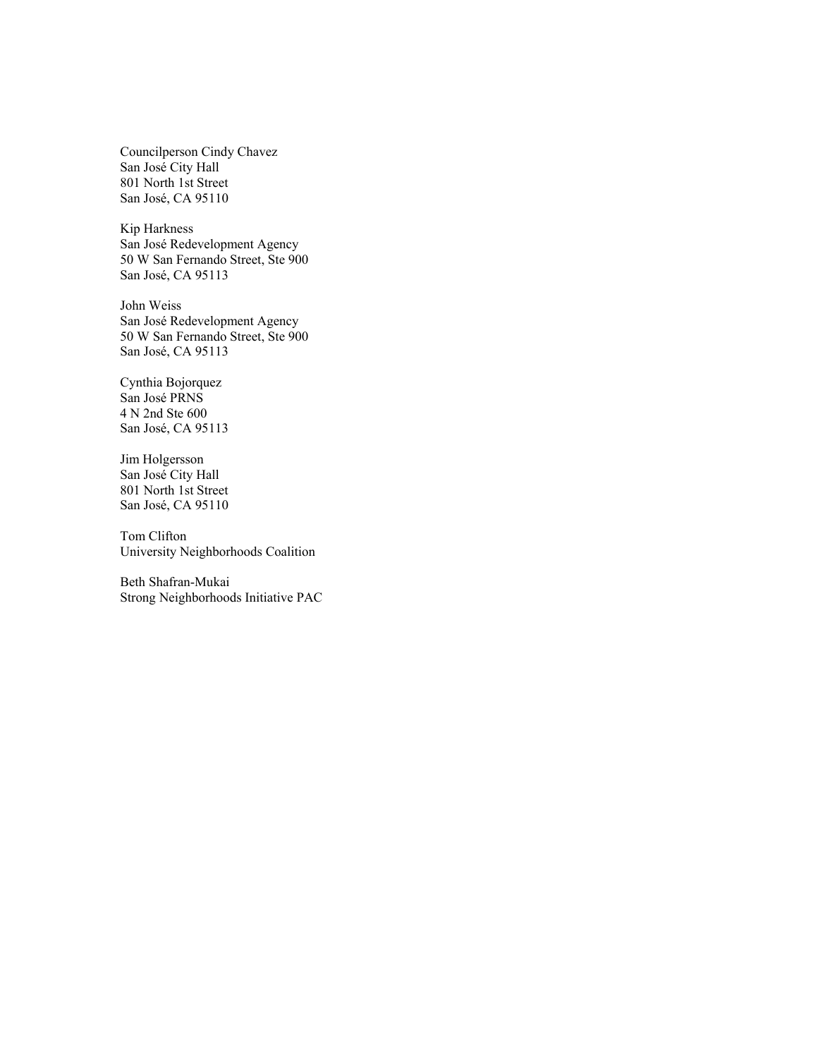Councilperson Cindy Chavez
San José City Hall
801 North 1st Street
San José, CA 95110

Kip Harkness
San José Redevelopment Agency
50 W San Fernando Street, Ste 900
San José, CA 95113

John Weiss
San José Redevelopment Agency
50 W San Fernando Street, Ste 900
San José, CA 95113

Cynthia Bojorquez
San José PRNS
4 N 2nd Ste 600
San José, CA 95113

Jim Holgersson
San José City Hall
801 North 1st Street
San José, CA 95110

Tom Clifton
University Neighborhoods Coalition

Beth Shafran-Mukai
Strong Neighborhoods Initiative PAC